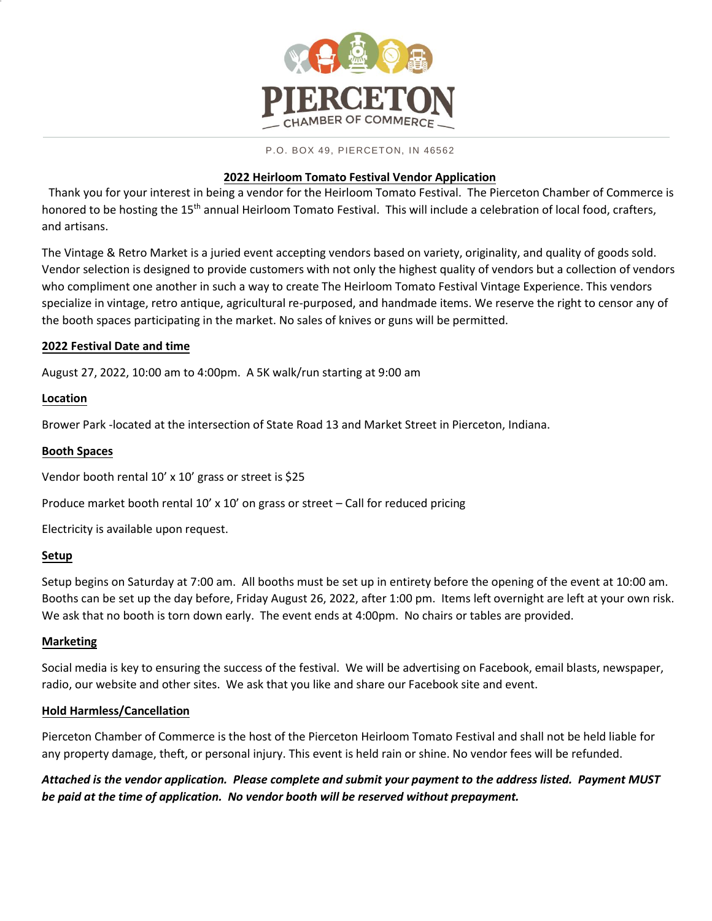# PIERCETON

CHAMBER OF COMMERCE

P.O. BOX 49, PIERCETON, IN 46562

## 2022 Heirloom Tomato Festival Vendor Application

Thank you for your interest in being a vendor for the Heirloom Tomato Festival. The Pierceton Chamber of Commerce is honored to be hosting the 15th annual Heirloom Tomato Festival. This will include a celebration of local food, crafters, and artisans.

The Vintage & Retro Market is a juried event accepting vendors based on variety, originality, and quality of goods sold. Vendor selection is designed to provide customers with not only the highest quality of vendors but a collection of vendors who compliment one another in such a way to create The Heirloom Tomato Festival Vintage Experience. This vendors specialize in vintage, retro antique, agricultural re-purposed, and handmade items. We reserve the right to censor any of the booth spaces participating in the market. No sales of knives or guns will be permitted.

### 2022 Festival Date and time

August 27, 2022, 10:00 am to 4:00pm. A 5K walk/run starting at 9:00 am

### Location

Brower Park -located at the intersection of State Road 13 and Market Street in Pierceton, Indiana.

### Booth Spaces

Vendor booth rental 10' x 10' grass or street is $25

Produce market booth rental 10' x 10' on grass or street – Call for reduced pricing

Electricity is available upon request.

### Setup

Setup begins on Saturday at 7:00 am. All booths must be set up in entirety before the opening of the event at 10:00 am. Booths can be set up the day before, Friday August 26, 2022, after 1:00 pm. Items left overnight are left at your own risk. We ask that no booth is torn down early. The event ends at 4:00pm. No chairs or tables are provided.

### Marketing

Social media is key to ensuring the success of the festival. We will be advertising on Facebook, email blasts, newspaper, radio, our website and other sites. We ask that you like and share our Facebook site and event.

### Hold Harmless/Cancellation

Pierceton Chamber of Commerce is the host of the Pierceton Heirloom Tomato Festival and shall not be held liable for any property damage, theft, or personal injury. This event is held rain or shine. No vendor fees will be refunded.

***Attached is the vendor application. Please complete and submit your payment to the address listed. Payment MUST be paid at the time of application. No vendor booth will be reserved without prepayment.***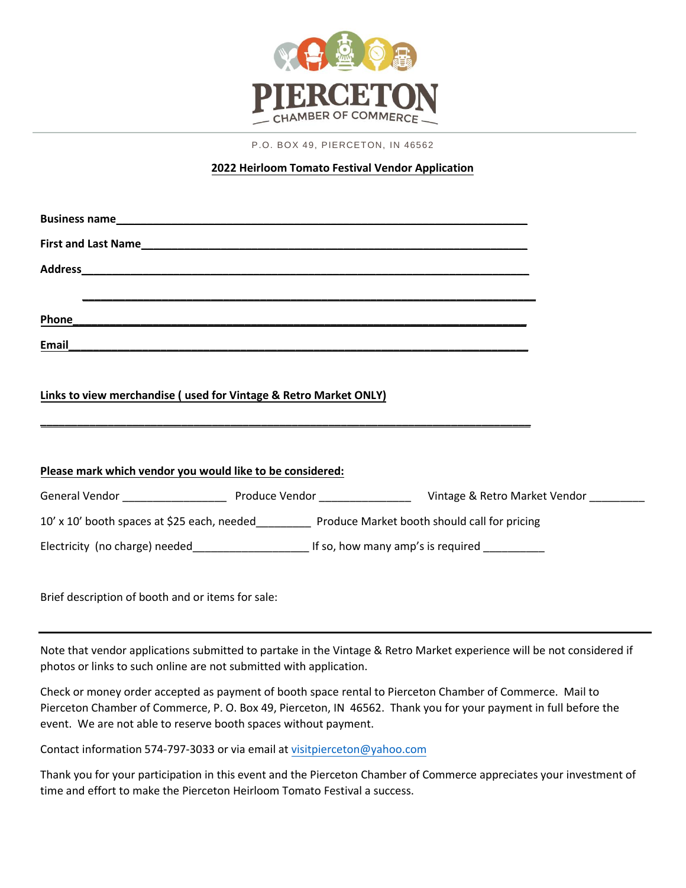PIERCETON

CHAMBER OF COMMERCE

P.O. BOX 49, PIERCETON, IN 46562

**2022 Heirloom Tomato Festival Vendor Application**

**Business name**______________________________________________________________

**First and Last Name**__________________________________________________________

**Address**_____________________________________________________________________

_____________________________________________________________________

**Phone**_______________________________________________________________________

**Email**________________________________________________________________________

**Links to view merchandise ( used for Vintage & Retro Market ONLY)**

___________________________________________________________________________

**Please mark which vendor you would like to be considered:**

General Vendor _________________ Produce Vendor _______________ Vintage & Retro Market Vendor _________

10' x 10' booth spaces at $25 each, needed_________ Produce Market booth should call for pricing

Electricity (no charge) needed___________________ If so, how many amp's is required __________

Brief description of booth and or items for sale:

---

Note that vendor applications submitted to partake in the Vintage & Retro Market experience will be not considered if photos or links to such online are not submitted with application.

Check or money order accepted as payment of booth space rental to Pierceton Chamber of Commerce. Mail to Pierceton Chamber of Commerce, P. O. Box 49, Pierceton, IN 46562. Thank you for your payment in full before the event. We are not able to reserve booth spaces without payment.

Contact information 574-797-3033 or via email at visitpierceton@yahoo.com

Thank you for your participation in this event and the Pierceton Chamber of Commerce appreciates your investment of time and effort to make the Pierceton Heirloom Tomato Festival a success.